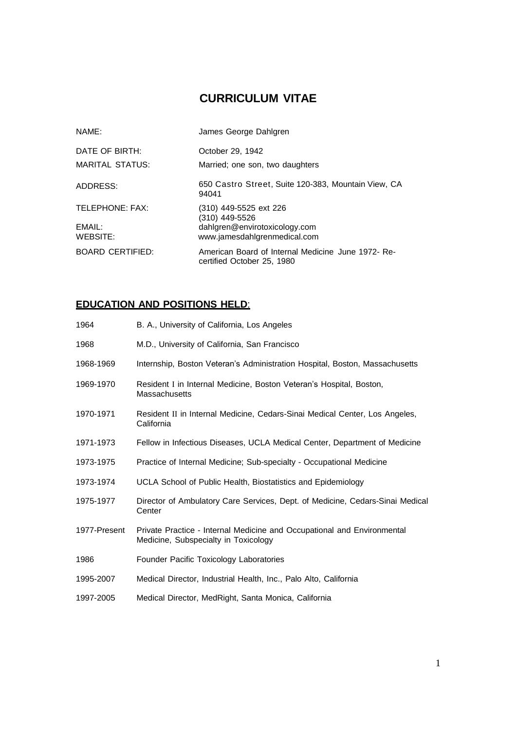# CURRICULUM VITAE

| | |
|---|---|
| NAME: | James George Dahlgren |
| DATE OF BIRTH: | October 29, 1942 |
| MARITAL STATUS: | Married; one son, two daughters |
| ADDRESS: | 650 Castro Street, Suite 120-383, Mountain View, CA 94041 |
| TELEPHONE: FAX: | (310) 449-5525 ext 226<br>(310) 449-5526 |
| EMAIL: | dahlgren@envirotoxicology.com |
| WEBSITE: | www.jamesdahlgrenmedical.com |
| BOARD CERTIFIED: | American Board of Internal Medicine June 1972- Re-certified October 25, 1980 |

## EDUCATION AND POSITIONS HELD:

| | |
|---|---|
| 1964 | B. A., University of California, Los Angeles |
| 1968 | M.D., University of California, San Francisco |
| 1968-1969 | Internship, Boston Veteran's Administration Hospital, Boston, Massachusetts |
| 1969-1970 | Resident I in Internal Medicine, Boston Veteran's Hospital, Boston, Massachusetts |
| 1970-1971 | Resident II in Internal Medicine, Cedars-Sinai Medical Center, Los Angeles, California |
| 1971-1973 | Fellow in Infectious Diseases, UCLA Medical Center, Department of Medicine |
| 1973-1975 | Practice of Internal Medicine; Sub-specialty - Occupational Medicine |
| 1973-1974 | UCLA School of Public Health, Biostatistics and Epidemiology |
| 1975-1977 | Director of Ambulatory Care Services, Dept. of Medicine, Cedars-Sinai Medical Center |
| 1977-Present | Private Practice - Internal Medicine and Occupational and Environmental Medicine, Subspecialty in Toxicology |
| 1986 | Founder Pacific Toxicology Laboratories |
| 1995-2007 | Medical Director, Industrial Health, Inc., Palo Alto, California |
| 1997-2005 | Medical Director, MedRight, Santa Monica, California |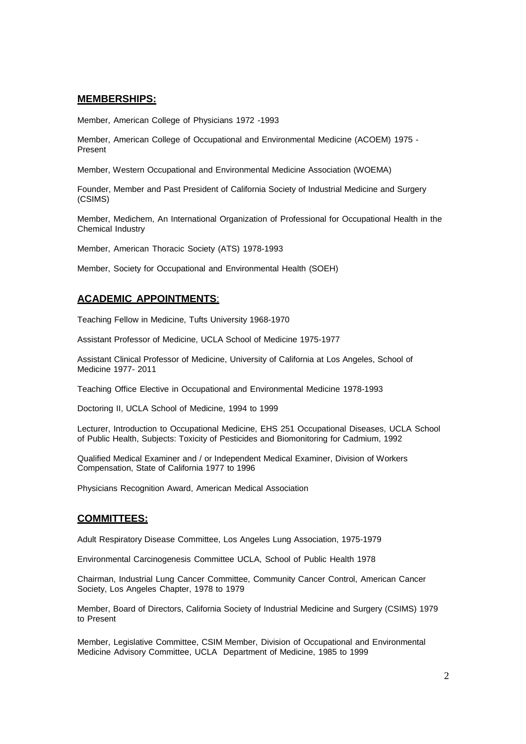## MEMBERSHIPS:

Member, American College of Physicians 1972 -1993

Member, American College of Occupational and Environmental Medicine (ACOEM) 1975 - Present

Member, Western Occupational and Environmental Medicine Association (WOEMA)

Founder, Member and Past President of California Society of Industrial Medicine and Surgery (CSIMS)

Member, Medichem, An International Organization of Professional for Occupational Health in the Chemical Industry

Member, American Thoracic Society (ATS) 1978-1993

Member, Society for Occupational and Environmental Health (SOEH)

## ACADEMIC APPOINTMENTS:

Teaching Fellow in Medicine, Tufts University 1968-1970

Assistant Professor of Medicine, UCLA School of Medicine 1975-1977

Assistant Clinical Professor of Medicine, University of California at Los Angeles, School of Medicine 1977- 2011

Teaching Office Elective in Occupational and Environmental Medicine 1978-1993

Doctoring II, UCLA School of Medicine, 1994 to 1999

Lecturer, Introduction to Occupational Medicine, EHS 251 Occupational Diseases, UCLA School of Public Health, Subjects: Toxicity of Pesticides and Biomonitoring for Cadmium, 1992

Qualified Medical Examiner and / or Independent Medical Examiner, Division of Workers Compensation, State of California 1977 to 1996

Physicians Recognition Award, American Medical Association

## COMMITTEES:

Adult Respiratory Disease Committee, Los Angeles Lung Association, 1975-1979

Environmental Carcinogenesis Committee UCLA, School of Public Health 1978

Chairman, Industrial Lung Cancer Committee, Community Cancer Control, American Cancer Society, Los Angeles Chapter, 1978 to 1979

Member, Board of Directors, California Society of Industrial Medicine and Surgery (CSIMS) 1979 to Present

Member, Legislative Committee, CSIM Member, Division of Occupational and Environmental Medicine Advisory Committee, UCLA Department of Medicine, 1985 to 1999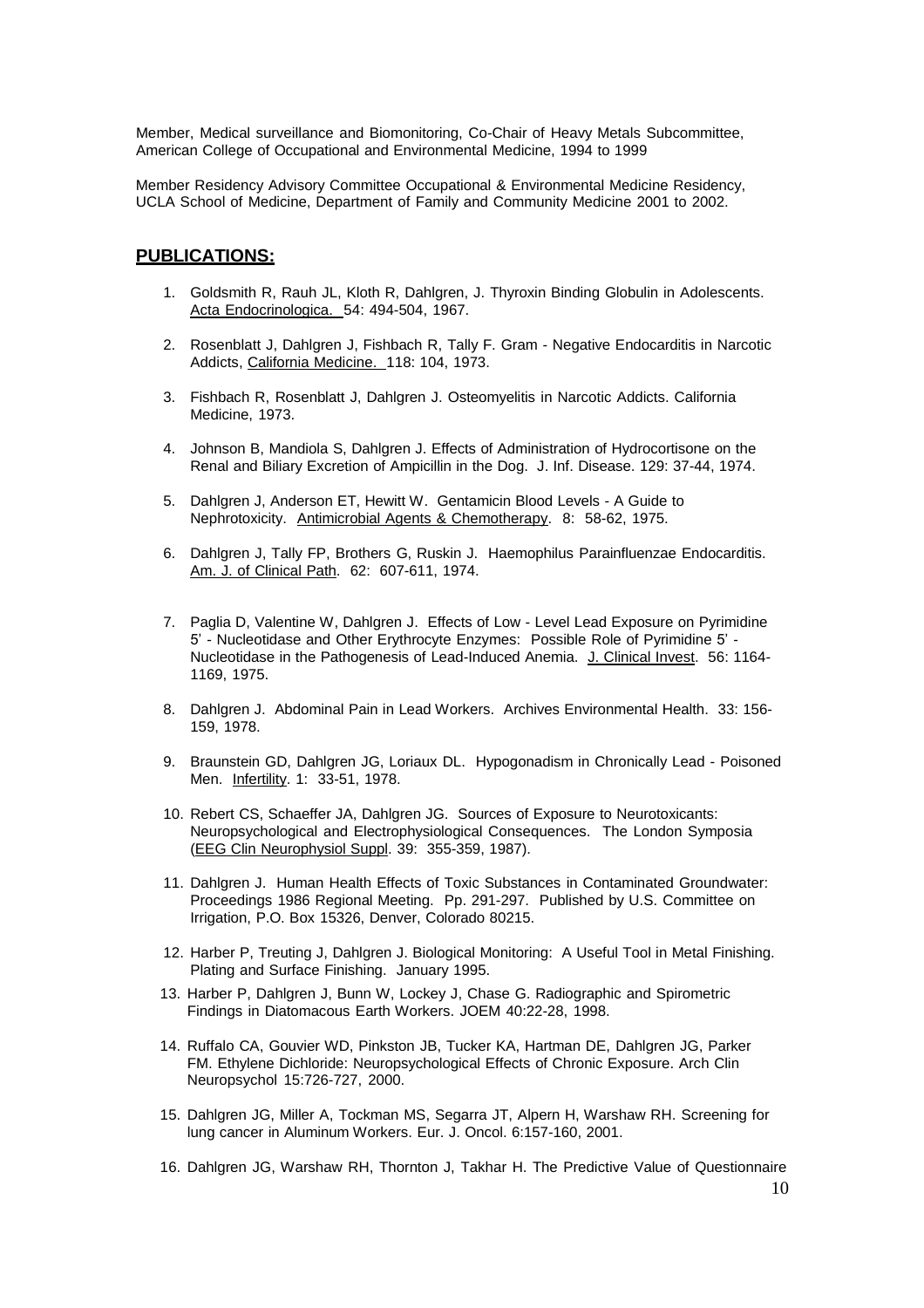Member, Medical surveillance and Biomonitoring, Co-Chair of Heavy Metals Subcommittee, American College of Occupational and Environmental Medicine, 1994 to 1999

Member Residency Advisory Committee Occupational & Environmental Medicine Residency, UCLA School of Medicine, Department of Family and Community Medicine 2001 to 2002.

## PUBLICATIONS:

1. Goldsmith R, Rauh JL, Kloth R, Dahlgren, J. Thyroxin Binding Globulin in Adolescents. Acta Endocrinologica. 54: 494-504, 1967.

2. Rosenblatt J, Dahlgren J, Fishbach R, Tally F. Gram - Negative Endocarditis in Narcotic Addicts, California Medicine. 118: 104, 1973.

3. Fishbach R, Rosenblatt J, Dahlgren J. Osteomyelitis in Narcotic Addicts. California Medicine, 1973.

4. Johnson B, Mandiola S, Dahlgren J. Effects of Administration of Hydrocortisone on the Renal and Biliary Excretion of Ampicillin in the Dog. J. Inf. Disease. 129: 37-44, 1974.

5. Dahlgren J, Anderson ET, Hewitt W. Gentamicin Blood Levels - A Guide to Nephrotoxicity. Antimicrobial Agents & Chemotherapy. 8: 58-62, 1975.

6. Dahlgren J, Tally FP, Brothers G, Ruskin J. Haemophilus Parainfluenzae Endocarditis. Am. J. of Clinical Path. 62: 607-611, 1974.

7. Paglia D, Valentine W, Dahlgren J. Effects of Low - Level Lead Exposure on Pyrimidine 5' - Nucleotidase and Other Erythrocyte Enzymes: Possible Role of Pyrimidine 5' - Nucleotidase in the Pathogenesis of Lead-Induced Anemia. J. Clinical Invest. 56: 1164-1169, 1975.

8. Dahlgren J. Abdominal Pain in Lead Workers. Archives Environmental Health. 33: 156-159, 1978.

9. Braunstein GD, Dahlgren JG, Loriaux DL. Hypogonadism in Chronically Lead - Poisoned Men. Infertility. 1: 33-51, 1978.

10. Robert CS, Schaeffer JA, Dahlgren JG. Sources of Exposure to Neurotoxicants: Neuropsychological and Electrophysiological Consequences. The London Symposia (EEG Clin Neurophysiol Suppl. 39: 355-359, 1987).

11. Dahlgren J. Human Health Effects of Toxic Substances in Contaminated Groundwater: Proceedings 1986 Regional Meeting. Pp. 291-297. Published by U.S. Committee on Irrigation, P.O. Box 15326, Denver, Colorado 80215.

12. Harber P, Treuting J, Dahlgren J. Biological Monitoring: A Useful Tool in Metal Finishing. Plating and Surface Finishing. January 1995.

13. Harber P, Dahlgren J, Bunn W, Lockey J, Chase G. Radiographic and Spirometric Findings in Diatomacous Earth Workers. JOEM 40:22-28, 1998.

14. Ruffalo CA, Gouvier WD, Pinkston JB, Tucker KA, Hartman DE, Dahlgren JG, Parker FM. Ethylene Dichloride: Neuropsychological Effects of Chronic Exposure. Arch Clin Neuropsychol 15:726-727, 2000.

15. Dahlgren JG, Miller A, Tockman MS, Segarra JT, Alpern H, Warshaw RH. Screening for lung cancer in Aluminum Workers. Eur. J. Oncol. 6:157-160, 2001.

16. Dahlgren JG, Warshaw RH, Thornton J, Takhar H. The Predictive Value of Questionnaire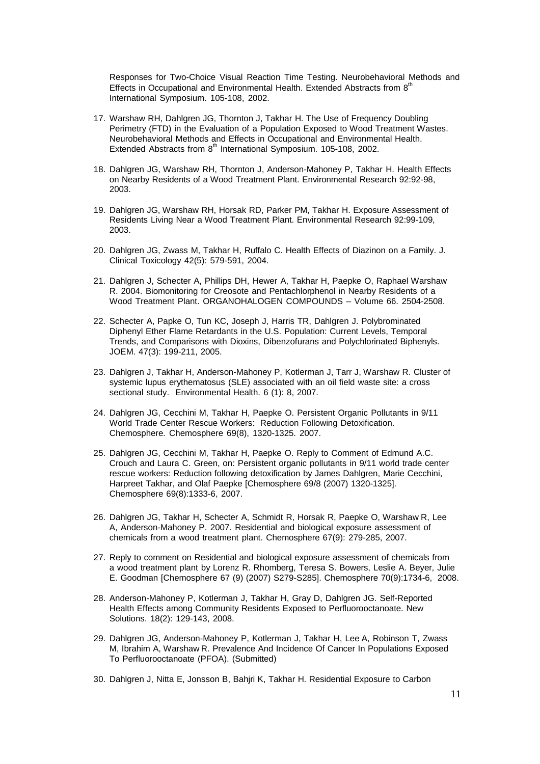Responses for Two-Choice Visual Reaction Time Testing. Neurobehavioral Methods and Effects in Occupational and Environmental Health. Extended Abstracts from 8th International Symposium. 105-108, 2002.

17. Warshaw RH, Dahlgren JG, Thornton J, Takhar H. The Use of Frequency Doubling Perimetry (FTD) in the Evaluation of a Population Exposed to Wood Treatment Wastes. Neurobehavioral Methods and Effects in Occupational and Environmental Health. Extended Abstracts from 8th International Symposium. 105-108, 2002.

18. Dahlgren JG, Warshaw RH, Thornton J, Anderson-Mahoney P, Takhar H. Health Effects on Nearby Residents of a Wood Treatment Plant. Environmental Research 92:92-98, 2003.

19. Dahlgren JG, Warshaw RH, Horsak RD, Parker PM, Takhar H. Exposure Assessment of Residents Living Near a Wood Treatment Plant. Environmental Research 92:99-109, 2003.

20. Dahlgren JG, Zwass M, Takhar H, Ruffalo C. Health Effects of Diazinon on a Family. J. Clinical Toxicology 42(5): 579-591, 2004.

21. Dahlgren J, Schecter A, Phillips DH, Hewer A, Takhar H, Paepke O, Raphael Warshaw R. 2004. Biomonitoring for Creosote and Pentachlorphenol in Nearby Residents of a Wood Treatment Plant. ORGANOHALOGEN COMPOUNDS – Volume 66. 2504-2508.

22. Schecter A, Papke O, Tun KC, Joseph J, Harris TR, Dahlgren J. Polybrominated Diphenyl Ether Flame Retardants in the U.S. Population: Current Levels, Temporal Trends, and Comparisons with Dioxins, Dibenzofurans and Polychlorinated Biphenyls. JOEM. 47(3): 199-211, 2005.

23. Dahlgren J, Takhar H, Anderson-Mahoney P, Kotlerman J, Tarr J, Warshaw R. Cluster of systemic lupus erythematosus (SLE) associated with an oil field waste site: a cross sectional study. Environmental Health. 6 (1): 8, 2007.

24. Dahlgren JG, Cecchini M, Takhar H, Paepke O. Persistent Organic Pollutants in 9/11 World Trade Center Rescue Workers: Reduction Following Detoxification. Chemosphere. Chemosphere 69(8), 1320-1325. 2007.

25. Dahlgren JG, Cecchini M, Takhar H, Paepke O. Reply to Comment of Edmund A.C. Crouch and Laura C. Green, on: Persistent organic pollutants in 9/11 world trade center rescue workers: Reduction following detoxification by James Dahlgren, Marie Cecchini, Harpreet Takhar, and Olaf Paepke [Chemosphere 69/8 (2007) 1320-1325]. Chemosphere 69(8):1333-6, 2007.

26. Dahlgren JG, Takhar H, Schecter A, Schmidt R, Horsak R, Paepke O, Warshaw R, Lee A, Anderson-Mahoney P. 2007. Residential and biological exposure assessment of chemicals from a wood treatment plant. Chemosphere 67(9): 279-285, 2007.

27. Reply to comment on Residential and biological exposure assessment of chemicals from a wood treatment plant by Lorenz R. Rhomberg, Teresa S. Bowers, Leslie A. Beyer, Julie E. Goodman [Chemosphere 67 (9) (2007) S279-S285]. Chemosphere 70(9):1734-6, 2008.

28. Anderson-Mahoney P, Kotlerman J, Takhar H, Gray D, Dahlgren JG. Self-Reported Health Effects among Community Residents Exposed to Perfluorooctanoate. New Solutions. 18(2): 129-143, 2008.

29. Dahlgren JG, Anderson-Mahoney P, Kotlerman J, Takhar H, Lee A, Robinson T, Zwass M, Ibrahim A, Warshaw R. Prevalence And Incidence Of Cancer In Populations Exposed To Perfluorooctanoate (PFOA). (Submitted)

30. Dahlgren J, Nitta E, Jonsson B, Bahjri K, Takhar H. Residential Exposure to Carbon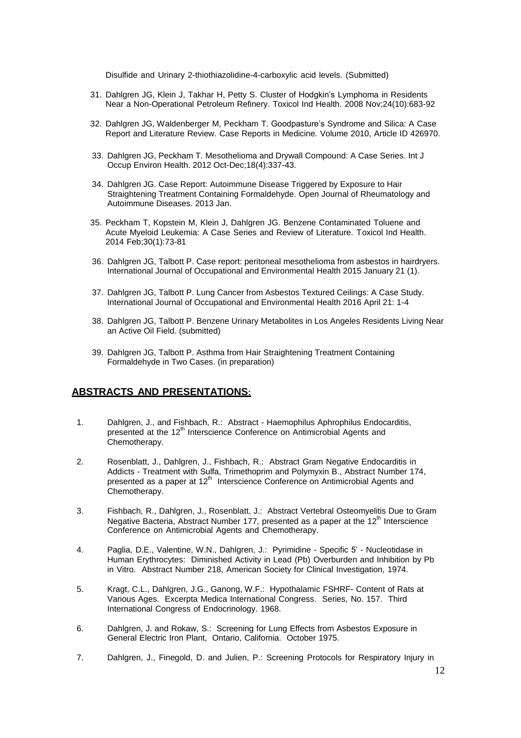Disulfide and Urinary 2-thiothiazolidine-4-carboxylic acid levels. (Submitted)

31. Dahlgren JG, Klein J, Takhar H, Petty S. Cluster of Hodgkin's Lymphoma in Residents Near a Non-Operational Petroleum Refinery. Toxicol Ind Health. 2008 Nov;24(10):683-92

32. Dahlgren JG, Waldenberger M, Peckham T. Goodpasture's Syndrome and Silica: A Case Report and Literature Review. Case Reports in Medicine. Volume 2010, Article ID 426970.

33. Dahlgren JG, Peckham T. Mesothelioma and Drywall Compound: A Case Series. Int J Occup Environ Health. 2012 Oct-Dec;18(4):337-43.

34. Dahlgren JG. Case Report: Autoimmune Disease Triggered by Exposure to Hair Straightening Treatment Containing Formaldehyde. Open Journal of Rheumatology and Autoimmune Diseases. 2013 Jan.

35. Peckham T, Kopstein M, Klein J, Dahlgren JG. Benzene Contaminated Toluene and Acute Myeloid Leukemia: A Case Series and Review of Literature. Toxicol Ind Health. 2014 Feb;30(1):73-81

36. Dahlgren JG, Talbott P. Case report: peritoneal mesothelioma from asbestos in hairdryers. International Journal of Occupational and Environmental Health 2015 January 21 (1).

37. Dahlgren JG, Talbott P. Lung Cancer from Asbestos Textured Ceilings: A Case Study. International Journal of Occupational and Environmental Health 2016 April 21: 1-4

38. Dahlgren JG, Talbott P. Benzene Urinary Metabolites in Los Angeles Residents Living Near an Active Oil Field. (submitted)

39. Dahlgren JG, Talbott P. Asthma from Hair Straightening Treatment Containing Formaldehyde in Two Cases. (in preparation)

## ABSTRACTS AND PRESENTATIONS:

1. Dahlgren, J., and Fishbach, R.: Abstract - Haemophilus Aphrophilus Endocarditis, presented at the 12th Interscience Conference on Antimicrobial Agents and Chemotherapy.

2. Rosenblatt, J., Dahlgren, J., Fishbach, R.: Abstract Gram Negative Endocarditis in Addicts - Treatment with Sulfa, Trimethoprim and Polymyxin B., Abstract Number 174, presented as a paper at 12th Interscience Conference on Antimicrobial Agents and Chemotherapy.

3. Fishbach, R., Dahlgren, J., Rosenblatt, J.: Abstract Vertebral Osteomyelitis Due to Gram Negative Bacteria, Abstract Number 177, presented as a paper at the 12th Interscience Conference on Antimicrobial Agents and Chemotherapy.

4. Paglia, D.E., Valentine, W.N., Dahlgren, J.: Pyrimidine - Specific 5' - Nucleotidase in Human Erythrocytes: Diminished Activity in Lead (Pb) Overburden and Inhibition by Pb in Vitro. Abstract Number 218, American Society for Clinical Investigation, 1974.

5. Kragt, C.L., Dahlgren, J.G., Ganong, W.F.: Hypothalamic FSHRF- Content of Rats at Various Ages. Excerpta Medica International Congress. Series, No. 157. Third International Congress of Endocrinology. 1968.

6. Dahlgren, J. and Rokaw, S.: Screening for Lung Effects from Asbestos Exposure in General Electric Iron Plant, Ontario, California. October 1975.

7. Dahlgren, J., Finegold, D. and Julien, P.: Screening Protocols for Respiratory Injury in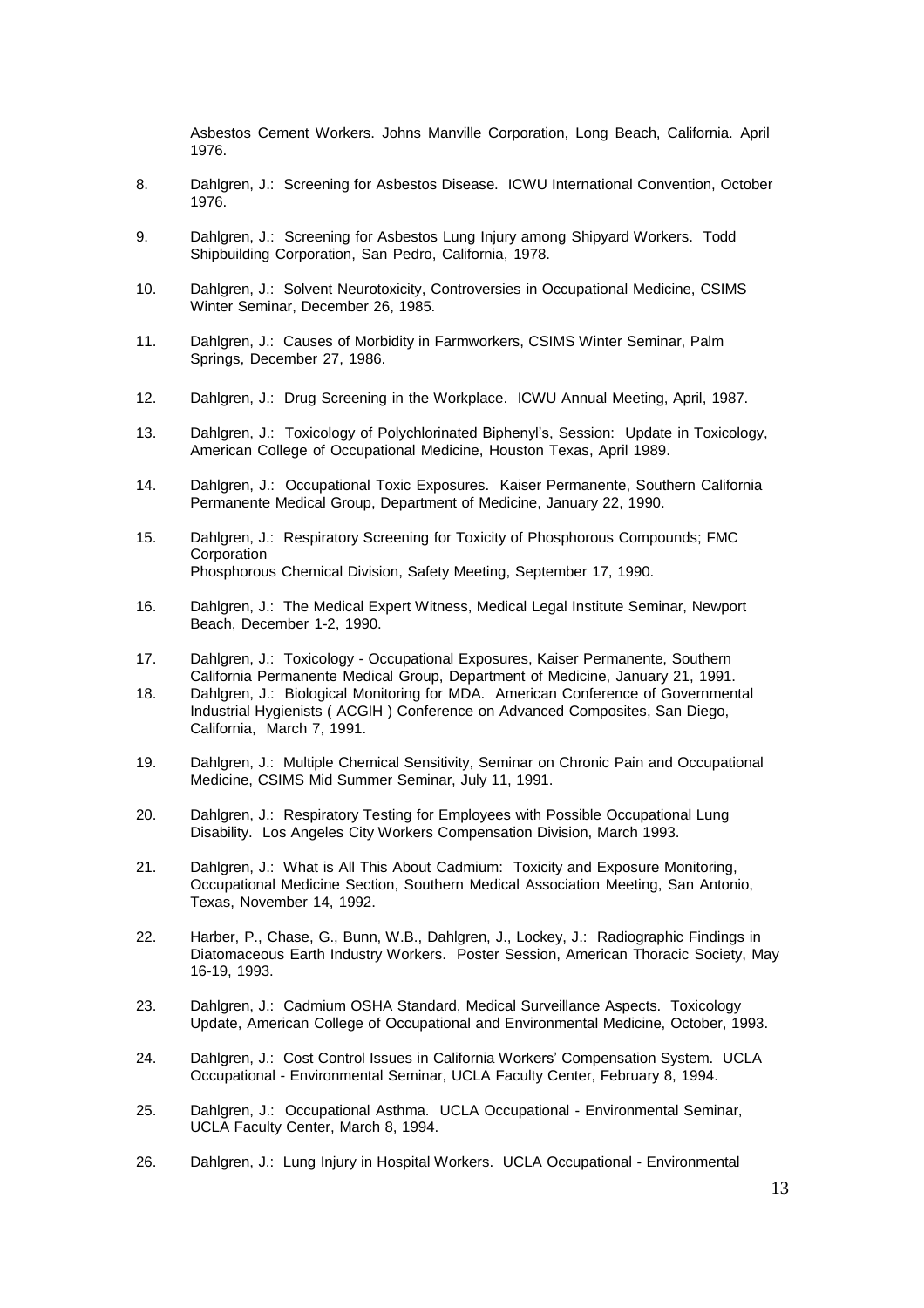Asbestos Cement Workers. Johns Manville Corporation, Long Beach, California. April 1976.

8. Dahlgren, J.: Screening for Asbestos Disease. ICWU International Convention, October 1976.

9. Dahlgren, J.: Screening for Asbestos Lung Injury among Shipyard Workers. Todd Shipbuilding Corporation, San Pedro, California, 1978.

10. Dahlgren, J.: Solvent Neurotoxicity, Controversies in Occupational Medicine, CSIMS Winter Seminar, December 26, 1985.

11. Dahlgren, J.: Causes of Morbidity in Farmworkers, CSIMS Winter Seminar, Palm Springs, December 27, 1986.

12. Dahlgren, J.: Drug Screening in the Workplace. ICWU Annual Meeting, April, 1987.

13. Dahlgren, J.: Toxicology of Polychlorinated Biphenyl's, Session: Update in Toxicology, American College of Occupational Medicine, Houston Texas, April 1989.

14. Dahlgren, J.: Occupational Toxic Exposures. Kaiser Permanente, Southern California Permanente Medical Group, Department of Medicine, January 22, 1990.

15. Dahlgren, J.: Respiratory Screening for Toxicity of Phosphorous Compounds; FMC Corporation
Phosphorous Chemical Division, Safety Meeting, September 17, 1990.

16. Dahlgren, J.: The Medical Expert Witness, Medical Legal Institute Seminar, Newport Beach, December 1-2, 1990.

17. Dahlgren, J.: Toxicology - Occupational Exposures, Kaiser Permanente, Southern California Permanente Medical Group, Department of Medicine, January 21, 1991.

18. Dahlgren, J.: Biological Monitoring for MDA. American Conference of Governmental Industrial Hygienists ( ACGIH ) Conference on Advanced Composites, San Diego, California, March 7, 1991.

19. Dahlgren, J.: Multiple Chemical Sensitivity, Seminar on Chronic Pain and Occupational Medicine, CSIMS Mid Summer Seminar, July 11, 1991.

20. Dahlgren, J.: Respiratory Testing for Employees with Possible Occupational Lung Disability. Los Angeles City Workers Compensation Division, March 1993.

21. Dahlgren, J.: What is All This About Cadmium: Toxicity and Exposure Monitoring, Occupational Medicine Section, Southern Medical Association Meeting, San Antonio, Texas, November 14, 1992.

22. Harber, P., Chase, G., Bunn, W.B., Dahlgren, J., Lockey, J.: Radiographic Findings in Diatomaceous Earth Industry Workers. Poster Session, American Thoracic Society, May 16-19, 1993.

23. Dahlgren, J.: Cadmium OSHA Standard, Medical Surveillance Aspects. Toxicology Update, American College of Occupational and Environmental Medicine, October, 1993.

24. Dahlgren, J.: Cost Control Issues in California Workers' Compensation System. UCLA Occupational - Environmental Seminar, UCLA Faculty Center, February 8, 1994.

25. Dahlgren, J.: Occupational Asthma. UCLA Occupational - Environmental Seminar, UCLA Faculty Center, March 8, 1994.

26. Dahlgren, J.: Lung Injury in Hospital Workers. UCLA Occupational - Environmental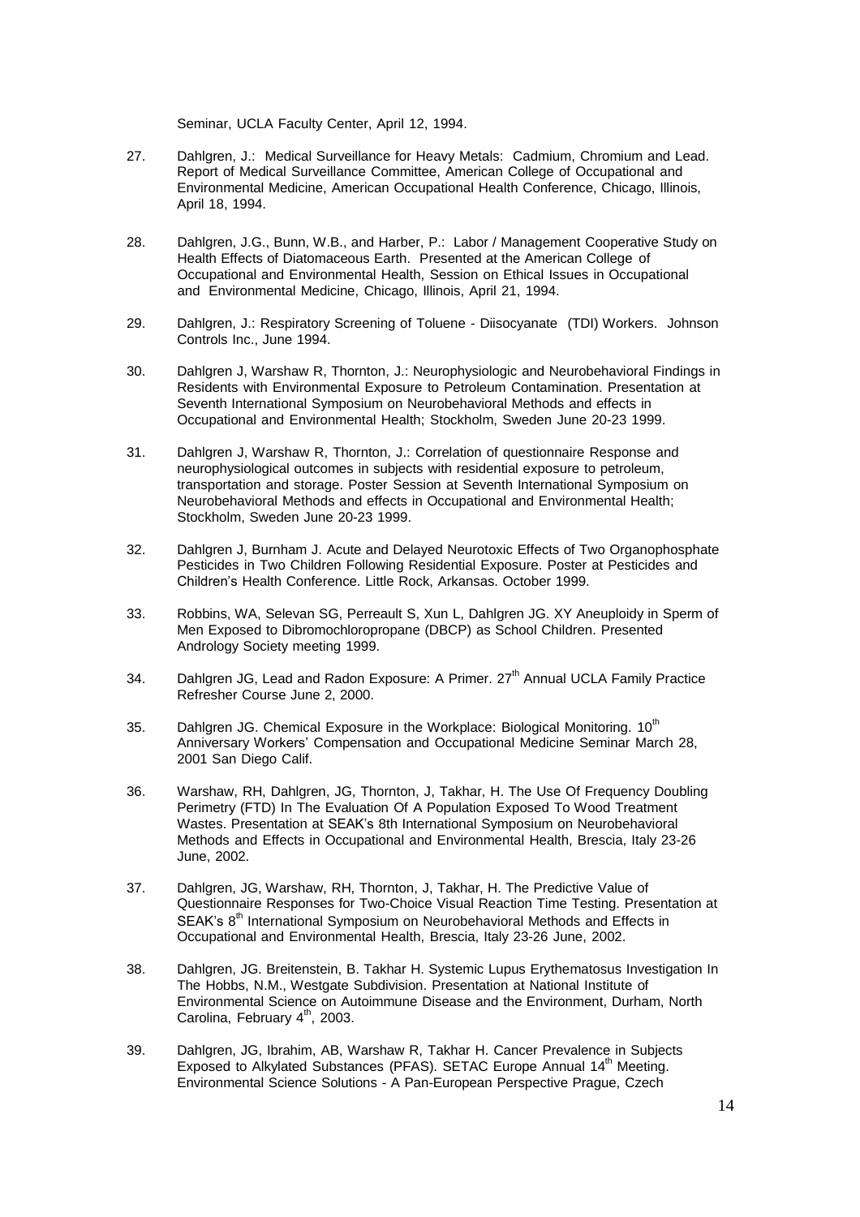Seminar, UCLA Faculty Center, April 12, 1994.

27. Dahlgren, J.: Medical Surveillance for Heavy Metals: Cadmium, Chromium and Lead. Report of Medical Surveillance Committee, American College of Occupational and Environmental Medicine, American Occupational Health Conference, Chicago, Illinois, April 18, 1994.

28. Dahlgren, J.G., Bunn, W.B., and Harber, P.: Labor / Management Cooperative Study on Health Effects of Diatomaceous Earth. Presented at the American College of Occupational and Environmental Health, Session on Ethical Issues in Occupational and Environmental Medicine, Chicago, Illinois, April 21, 1994.

29. Dahlgren, J.: Respiratory Screening of Toluene - Diisocyanate (TDI) Workers. Johnson Controls Inc., June 1994.

30. Dahlgren J, Warshaw R, Thornton, J.: Neurophysiologic and Neurobehavioral Findings in Residents with Environmental Exposure to Petroleum Contamination. Presentation at Seventh International Symposium on Neurobehavioral Methods and effects in Occupational and Environmental Health; Stockholm, Sweden June 20-23 1999.

31. Dahlgren J, Warshaw R, Thornton, J.: Correlation of questionnaire Response and neurophysiological outcomes in subjects with residential exposure to petroleum, transportation and storage. Poster Session at Seventh International Symposium on Neurobehavioral Methods and effects in Occupational and Environmental Health; Stockholm, Sweden June 20-23 1999.

32. Dahlgren J, Burnham J. Acute and Delayed Neurotoxic Effects of Two Organophosphate Pesticides in Two Children Following Residential Exposure. Poster at Pesticides and Children's Health Conference. Little Rock, Arkansas. October 1999.

33. Robbins, WA, Selevan SG, Perreault S, Xun L, Dahlgren JG. XY Aneuploidy in Sperm of Men Exposed to Dibromochloropropane (DBCP) as School Children. Presented Andrology Society meeting 1999.

34. Dahlgren JG, Lead and Radon Exposure: A Primer. 27th Annual UCLA Family Practice Refresher Course June 2, 2000.

35. Dahlgren JG. Chemical Exposure in the Workplace: Biological Monitoring. 10th Anniversary Workers' Compensation and Occupational Medicine Seminar March 28, 2001 San Diego Calif.

36. Warshaw, RH, Dahlgren, JG, Thornton, J, Takhar, H. The Use Of Frequency Doubling Perimetry (FTD) In The Evaluation Of A Population Exposed To Wood Treatment Wastes. Presentation at SEAK's 8th International Symposium on Neurobehavioral Methods and Effects in Occupational and Environmental Health, Brescia, Italy 23-26 June, 2002.

37. Dahlgren, JG, Warshaw, RH, Thornton, J, Takhar, H. The Predictive Value of Questionnaire Responses for Two-Choice Visual Reaction Time Testing. Presentation at SEAK's 8th International Symposium on Neurobehavioral Methods and Effects in Occupational and Environmental Health, Brescia, Italy 23-26 June, 2002.

38. Dahlgren, JG. Breitenstein, B. Takhar H. Systemic Lupus Erythematosus Investigation In The Hobbs, N.M., Westgate Subdivision. Presentation at National Institute of Environmental Science on Autoimmune Disease and the Environment, Durham, North Carolina, February 4th, 2003.

39. Dahlgren, JG, Ibrahim, AB, Warshaw R, Takhar H. Cancer Prevalence in Subjects Exposed to Alkylated Substances (PFAS). SETAC Europe Annual 14th Meeting. Environmental Science Solutions - A Pan-European Perspective Prague, Czech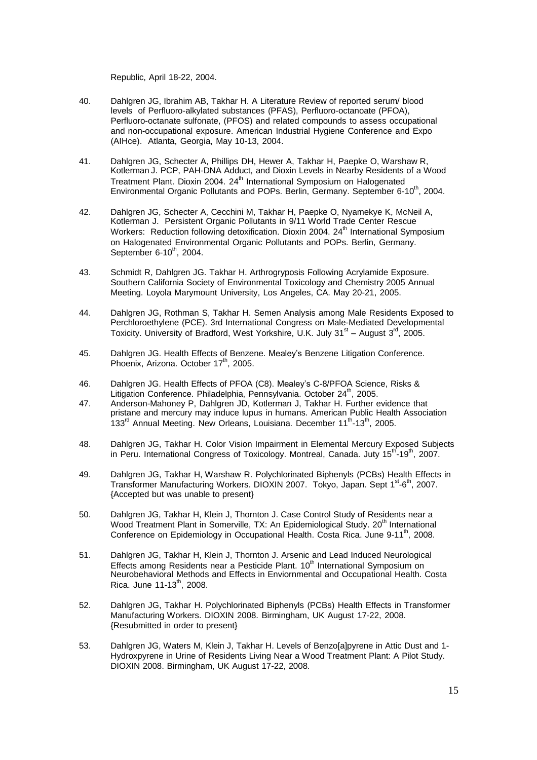Republic, April 18-22, 2004.

40. Dahlgren JG, Ibrahim AB, Takhar H. A Literature Review of reported serum/ blood levels of Perfluoro-alkylated substances (PFAS), Perfluoro-octanoate (PFOA), Perfluoro-octanate sulfonate, (PFOS) and related compounds to assess occupational and non-occupational exposure. American Industrial Hygiene Conference and Expo (AIHce). Atlanta, Georgia, May 10-13, 2004.

41. Dahlgren JG, Schecter A, Phillips DH, Hewer A, Takhar H, Paepke O, Warshaw R, Kotlerman J. PCP, PAH-DNA Adduct, and Dioxin Levels in Nearby Residents of a Wood Treatment Plant. Dioxin 2004. 24th International Symposium on Halogenated Environmental Organic Pollutants and POPs. Berlin, Germany. September 6-10th, 2004.

42. Dahlgren JG, Schecter A, Cecchini M, Takhar H, Paepke O, Nyamekye K, McNeil A, Kotlerman J. Persistent Organic Pollutants in 9/11 World Trade Center Rescue Workers: Reduction following detoxification. Dioxin 2004. 24th International Symposium on Halogenated Environmental Organic Pollutants and POPs. Berlin, Germany. September 6-10th, 2004.

43. Schmidt R, Dahlgren JG. Takhar H. Arthrogryposis Following Acrylamide Exposure. Southern California Society of Environmental Toxicology and Chemistry 2005 Annual Meeting. Loyola Marymount University, Los Angeles, CA. May 20-21, 2005.

44. Dahlgren JG, Rothman S, Takhar H. Semen Analysis among Male Residents Exposed to Perchloroethylene (PCE). 3rd International Congress on Male-Mediated Developmental Toxicity. University of Bradford, West Yorkshire, U.K. July 31st – August 3rd, 2005.

45. Dahlgren JG. Health Effects of Benzene. Mealey's Benzene Litigation Conference. Phoenix, Arizona. October 17th, 2005.

46. Dahlgren JG. Health Effects of PFOA (C8). Mealey's C-8/PFOA Science, Risks & Litigation Conference. Philadelphia, Pennsylvania. October 24th, 2005.

47. Anderson-Mahoney P, Dahlgren JD, Kotlerman J, Takhar H. Further evidence that pristane and mercury may induce lupus in humans. American Public Health Association 133rd Annual Meeting. New Orleans, Louisiana. December 11th-13th, 2005.

48. Dahlgren JG, Takhar H. Color Vision Impairment in Elemental Mercury Exposed Subjects in Peru. International Congress of Toxicology. Montreal, Canada. Juty 15th-19th, 2007.

49. Dahlgren JG, Takhar H, Warshaw R. Polychlorinated Biphenyls (PCBs) Health Effects in Transformer Manufacturing Workers. DIOXIN 2007. Tokyo, Japan. Sept 1st-6th, 2007. {Accepted but was unable to present}

50. Dahlgren JG, Takhar H, Klein J, Thornton J. Case Control Study of Residents near a Wood Treatment Plant in Somerville, TX: An Epidemiological Study. 20th International Conference on Epidemiology in Occupational Health. Costa Rica. June 9-11th, 2008.

51. Dahlgren JG, Takhar H, Klein J, Thornton J. Arsenic and Lead Induced Neurological Effects among Residents near a Pesticide Plant. 10th International Symposium on Neurobehavioral Methods and Effects in Enviornmental and Occupational Health. Costa Rica. June 11-13th, 2008.

52. Dahlgren JG, Takhar H. Polychlorinated Biphenyls (PCBs) Health Effects in Transformer Manufacturing Workers. DIOXIN 2008. Birmingham, UK August 17-22, 2008. {Resubmitted in order to present}

53. Dahlgren JG, Waters M, Klein J, Takhar H. Levels of Benzo[a]pyrene in Attic Dust and 1-Hydroxpyrene in Urine of Residents Living Near a Wood Treatment Plant: A Pilot Study. DIOXIN 2008. Birmingham, UK August 17-22, 2008.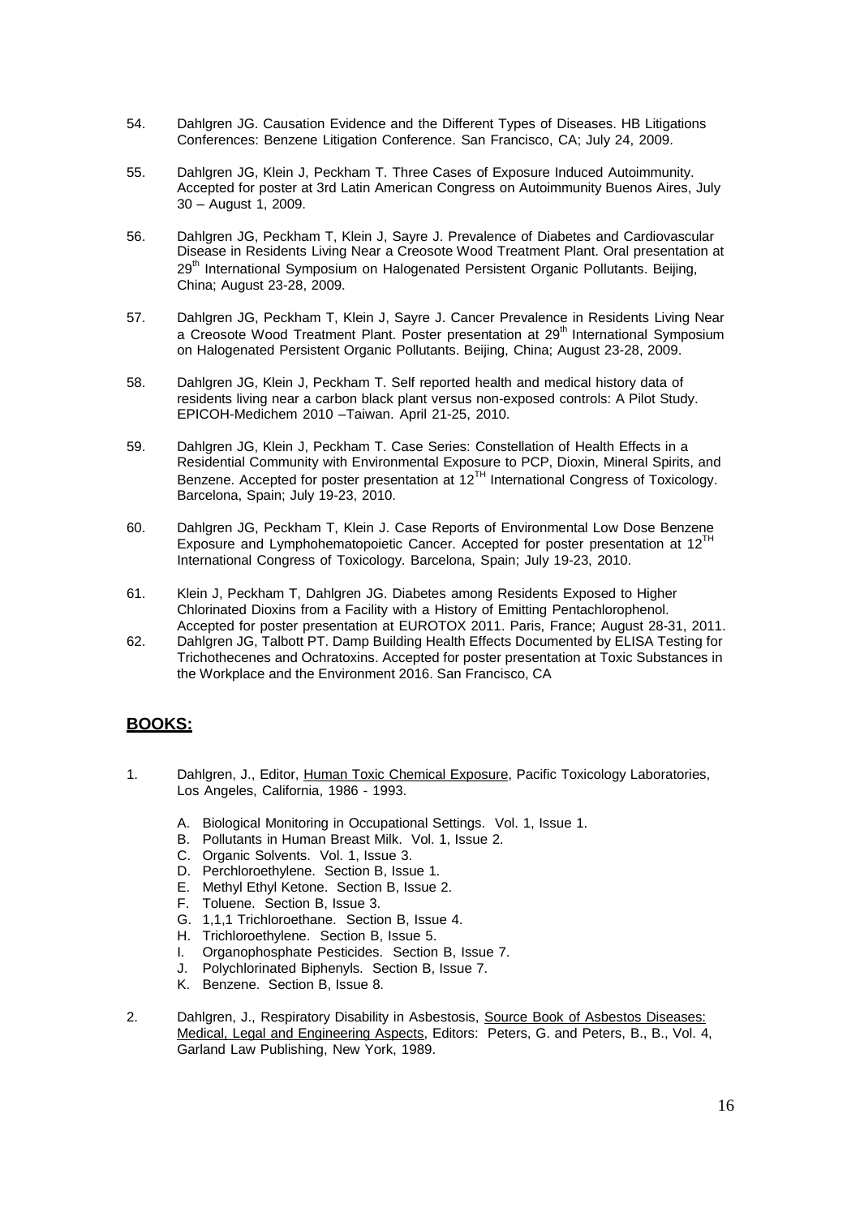54. Dahlgren JG. Causation Evidence and the Different Types of Diseases. HB Litigations Conferences: Benzene Litigation Conference. San Francisco, CA; July 24, 2009.

55. Dahlgren JG, Klein J, Peckham T. Three Cases of Exposure Induced Autoimmunity. Accepted for poster at 3rd Latin American Congress on Autoimmunity Buenos Aires, July 30 – August 1, 2009.

56. Dahlgren JG, Peckham T, Klein J, Sayre J. Prevalence of Diabetes and Cardiovascular Disease in Residents Living Near a Creosote Wood Treatment Plant. Oral presentation at 29th International Symposium on Halogenated Persistent Organic Pollutants. Beijing, China; August 23-28, 2009.

57. Dahlgren JG, Peckham T, Klein J, Sayre J. Cancer Prevalence in Residents Living Near a Creosote Wood Treatment Plant. Poster presentation at 29th International Symposium on Halogenated Persistent Organic Pollutants. Beijing, China; August 23-28, 2009.

58. Dahlgren JG, Klein J, Peckham T. Self reported health and medical history data of residents living near a carbon black plant versus non-exposed controls: A Pilot Study. EPICOH-Medichem 2010 –Taiwan. April 21-25, 2010.

59. Dahlgren JG, Klein J, Peckham T. Case Series: Constellation of Health Effects in a Residential Community with Environmental Exposure to PCP, Dioxin, Mineral Spirits, and Benzene. Accepted for poster presentation at 12TH International Congress of Toxicology. Barcelona, Spain; July 19-23, 2010.

60. Dahlgren JG, Peckham T, Klein J. Case Reports of Environmental Low Dose Benzene Exposure and Lymphohematopoietic Cancer. Accepted for poster presentation at 12TH International Congress of Toxicology. Barcelona, Spain; July 19-23, 2010.

61. Klein J, Peckham T, Dahlgren JG. Diabetes among Residents Exposed to Higher Chlorinated Dioxins from a Facility with a History of Emitting Pentachlorophenol. Accepted for poster presentation at EUROTOX 2011. Paris, France; August 28-31, 2011.

62. Dahlgren JG, Talbott PT. Damp Building Health Effects Documented by ELISA Testing for Trichothecenes and Ochratoxins. Accepted for poster presentation at Toxic Substances in the Workplace and the Environment 2016. San Francisco, CA

## BOOKS:

1. Dahlgren, J., Editor, Human Toxic Chemical Exposure, Pacific Toxicology Laboratories, Los Angeles, California, 1986 - 1993.

   A. Biological Monitoring in Occupational Settings. Vol. 1, Issue 1.
   B. Pollutants in Human Breast Milk. Vol. 1, Issue 2.
   C. Organic Solvents. Vol. 1, Issue 3.
   D. Perchloroethylene. Section B, Issue 1.
   E. Methyl Ethyl Ketone. Section B, Issue 2.
   F. Toluene. Section B, Issue 3.
   G. 1,1,1 Trichloroethane. Section B, Issue 4.
   H. Trichloroethylene. Section B, Issue 5.
   I. Organophosphate Pesticides. Section B, Issue 7.
   J. Polychlorinated Biphenyls. Section B, Issue 7.
   K. Benzene. Section B, Issue 8.

2. Dahlgren, J., Respiratory Disability in Asbestosis, Source Book of Asbestos Diseases: Medical, Legal and Engineering Aspects, Editors: Peters, G. and Peters, B., B., Vol. 4, Garland Law Publishing, New York, 1989.